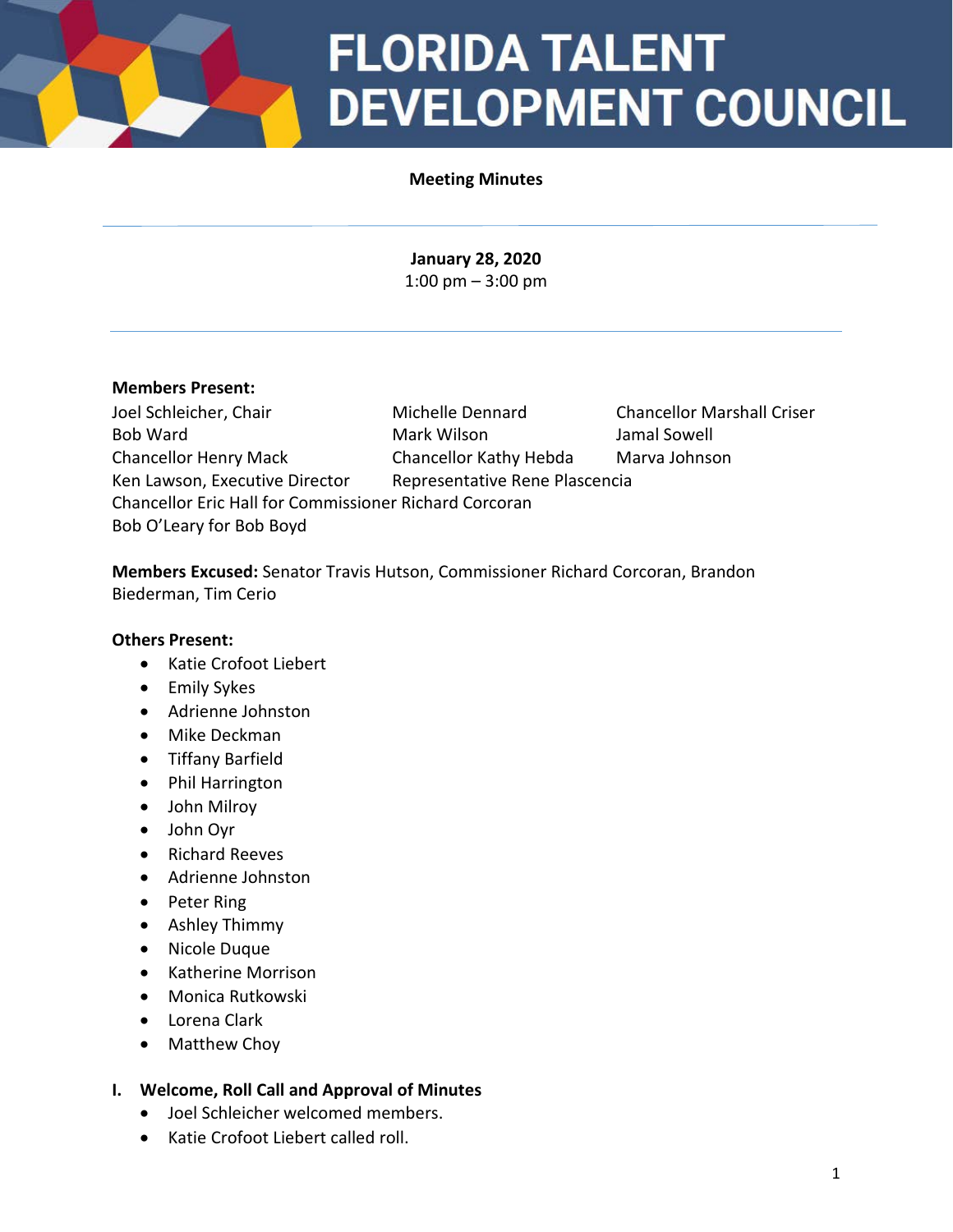# FLORIDA TALENT DEVELOPMENT COUNCIL

**Meeting Minutes**

**January 28, 2020**
1:00 pm – 3:00 pm

**Members Present:**

Joel Schleicher, Chair
Bob Ward
Chancellor Henry Mack
Ken Lawson, Executive Director
Michelle Dennard
Mark Wilson
Chancellor Kathy Hebda
Representative Rene Plascencia
Chancellor Marshall Criser
Jamal Sowell
Marva Johnson
Chancellor Eric Hall for Commissioner Richard Corcoran
Bob O'Leary for Bob Boyd

**Members Excused:** Senator Travis Hutson, Commissioner Richard Corcoran, Brandon Biederman, Tim Cerio

**Others Present:**

- Katie Crofoot Liebert
- Emily Sykes
- Adrienne Johnston
- Mike Deckman
- Tiffany Barfield
- Phil Harrington
- John Milroy
- John Oyr
- Richard Reeves
- Adrienne Johnston
- Peter Ring
- Ashley Thimmy
- Nicole Duque
- Katherine Morrison
- Monica Rutkowski
- Lorena Clark
- Matthew Choy

## I. Welcome, Roll Call and Approval of Minutes

- Joel Schleicher welcomed members.
- Katie Crofoot Liebert called roll.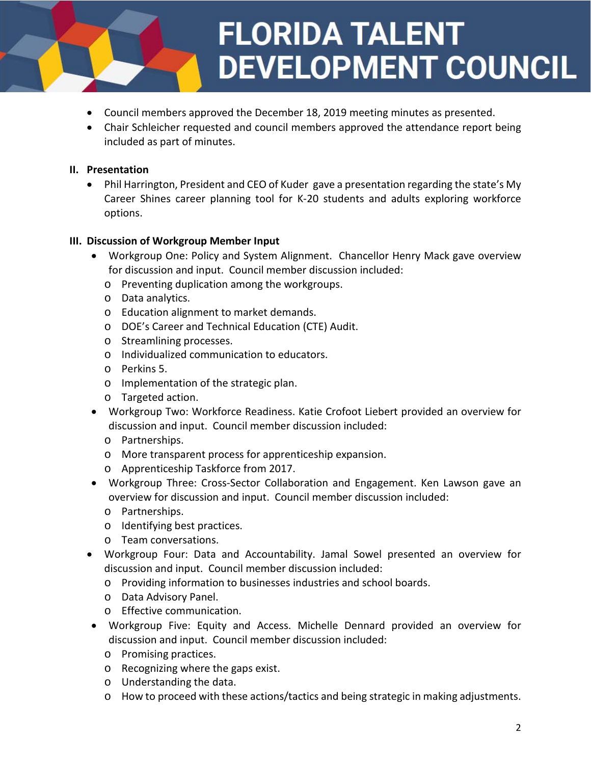- Council members approved the December 18, 2019 meeting minutes as presented.
- Chair Schleicher requested and council members approved the attendance report being included as part of minutes.

## II. Presentation

- Phil Harrington, President and CEO of Kuder gave a presentation regarding the state's My Career Shines career planning tool for K-20 students and adults exploring workforce options.

## III. Discussion of Workgroup Member Input

- Workgroup One: Policy and System Alignment. Chancellor Henry Mack gave overview for discussion and input. Council member discussion included:
  - Preventing duplication among the workgroups.
  - Data analytics.
  - Education alignment to market demands.
  - DOE's Career and Technical Education (CTE) Audit.
  - Streamlining processes.
  - Individualized communication to educators.
  - Perkins 5.
  - Implementation of the strategic plan.
  - Targeted action.
- Workgroup Two: Workforce Readiness. Katie Crofoot Liebert provided an overview for discussion and input. Council member discussion included:
  - Partnerships.
  - More transparent process for apprenticeship expansion.
  - Apprenticeship Taskforce from 2017.
- Workgroup Three: Cross-Sector Collaboration and Engagement. Ken Lawson gave an overview for discussion and input. Council member discussion included:
  - Partnerships.
  - Identifying best practices.
  - Team conversations.
- Workgroup Four: Data and Accountability. Jamal Sowel presented an overview for discussion and input. Council member discussion included:
  - Providing information to businesses industries and school boards.
  - Data Advisory Panel.
  - Effective communication.
- Workgroup Five: Equity and Access. Michelle Dennard provided an overview for discussion and input. Council member discussion included:
  - Promising practices.
  - Recognizing where the gaps exist.
  - Understanding the data.
  - How to proceed with these actions/tactics and being strategic in making adjustments.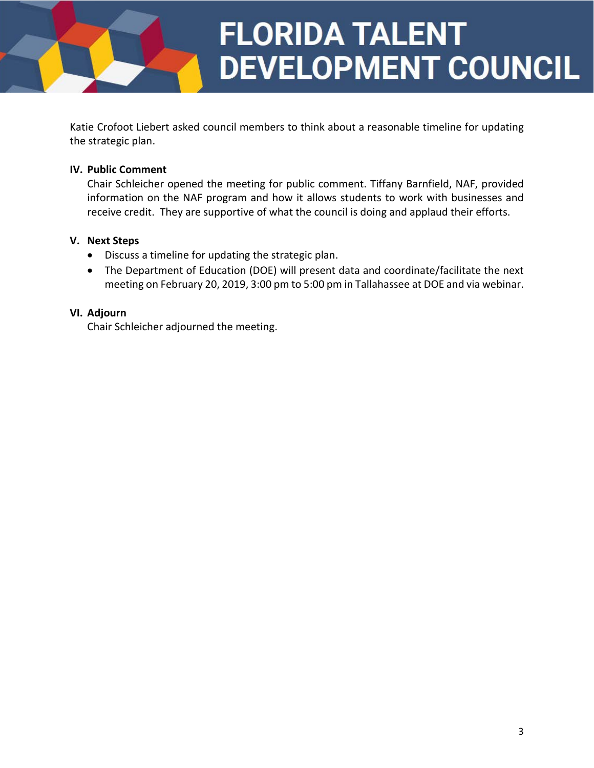Katie Crofoot Liebert asked council members to think about a reasonable timeline for updating the strategic plan.

## IV. Public Comment

Chair Schleicher opened the meeting for public comment. Tiffany Barnfield, NAF, provided information on the NAF program and how it allows students to work with businesses and receive credit. They are supportive of what the council is doing and applaud their efforts.

## V. Next Steps

- Discuss a timeline for updating the strategic plan.
- The Department of Education (DOE) will present data and coordinate/facilitate the next meeting on February 20, 2019, 3:00 pm to 5:00 pm in Tallahassee at DOE and via webinar.

## VI. Adjourn

Chair Schleicher adjourned the meeting.